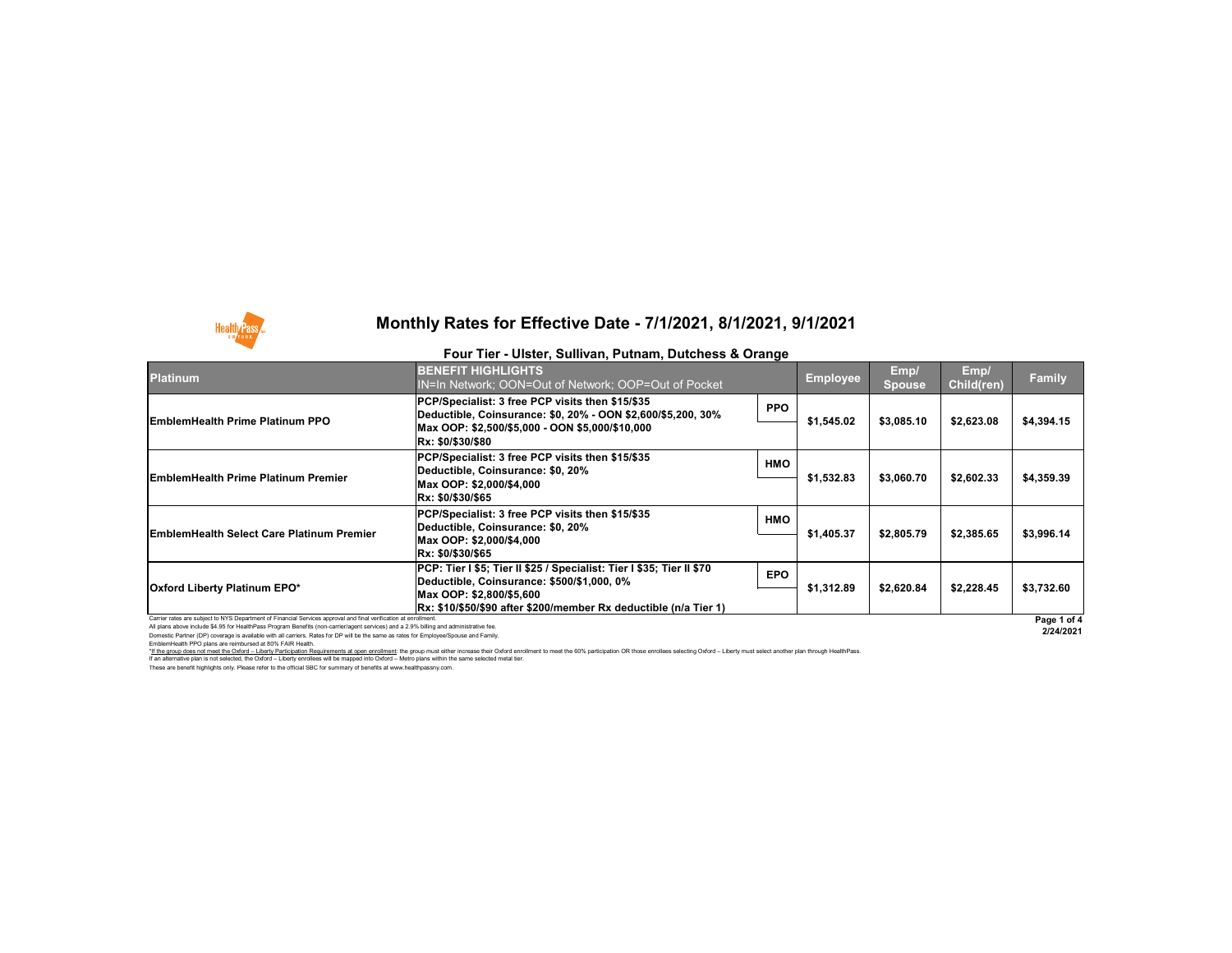# Monthly Rates for Effective Date - 7/1/2021, 8/1/2021, 9/1/2021

## Four Tier - Ulster, Sullivan, Putnam, Dutchess & Orange

| Platinum | BENEFIT HIGHLIGHTS<br>IN=In Network; OON=Out of Network; OOP=Out of Pocket | | Employee | Emp/ Spouse | Emp/ Child(ren) | Family |
|---|---|---|---|---|---|---|
| EmblemHealth Prime Platinum PPO | PCP/Specialist: 3 free PCP visits then $15/$35<br>Deductible, Coinsurance: $0, 20% - OON $2,600/$5,200, 30%<br>Max OOP: $2,500/$5,000 - OON $5,000/$10,000<br>Rx: $0/$30/$80 | PPO | $1,545.02 | $3,085.10 | $2,623.08 | $4,394.15 |
| EmblemHealth Prime Platinum Premier | PCP/Specialist: 3 free PCP visits then $15/$35<br>Deductible, Coinsurance: $0, 20%<br>Max OOP: $2,000/$4,000<br>Rx: $0/$30/$65 | HMO | $1,532.83 | $3,060.70 | $2,602.33 | $4,359.39 |
| EmblemHealth Select Care Platinum Premier | PCP/Specialist: 3 free PCP visits then $15/$35<br>Deductible, Coinsurance: $0, 20%<br>Max OOP: $2,000/$4,000<br>Rx: $0/$30/$65 | HMO | $1,405.37 | $2,805.79 | $2,385.65 | $3,996.14 |
| Oxford Liberty Platinum EPO* | PCP: Tier I $5; Tier II $25 / Specialist: Tier I $35; Tier II $70<br>Deductible, Coinsurance: $500/$1,000, 0%<br>Max OOP: $2,800/$5,600<br>Rx: $10/$50/$90 after $200/member Rx deductible (n/a Tier 1) | EPO | $1,312.89 | $2,620.84 | $2,228.45 | $3,732.60 |

Carrier rates are subject to NYS Department of Financial Services approval and final verification at enrollment.
All plans above include $4.95 for HealthPass Program Benefits (non-carrier/agent services) and a 2.9% billing and administrative fee.
Domestic Partner (DP) coverage is available with all carriers. Rates for DP will be the same as rates for Employee/Spouse and Family.
EmblemHealth PPO plans are reimbursed at 80% FAIR Health.
*If the group does not meet the Oxford – Liberty Participation Requirements at open enrollment: the group must either increase their Oxford enrollment to meet the 60% participation OR those enrollees selecting Oxford – Liberty must select another plan through HealthPass.
If an alternative plan is not selected, the Oxford – Liberty enrollees will be mapped into Oxford – Metro plans within the same selected metal tier.
These are benefit highlights only. Please refer to the official SBC for summary of benefits at www.healthpassny.com.

2/24/2021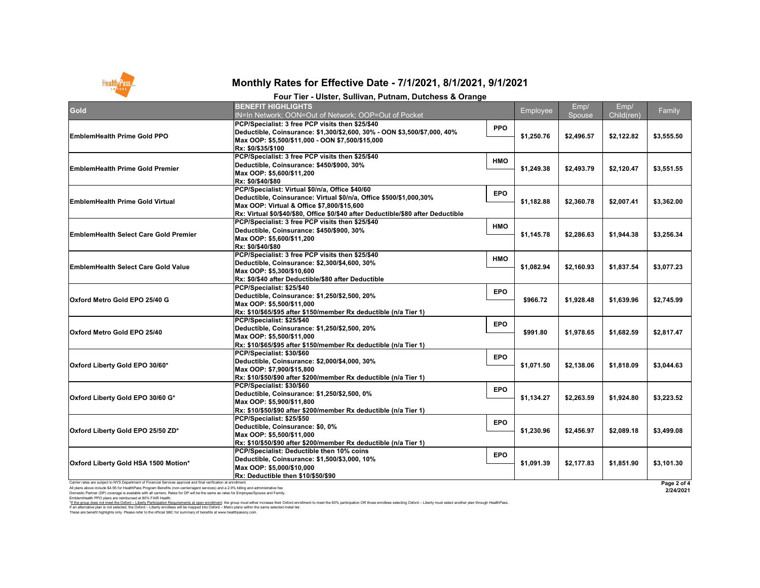# Monthly Rates for Effective Date - 7/1/2021, 8/1/2021, 9/1/2021

### Four Tier - Ulster, Sullivan, Putnam, Dutchess & Orange

| Gold | BENEFIT HIGHLIGHTS IN=In Network; OON=Out of Network; OOP=Out of Pocket | | Employee | Emp/ Spouse | Emp/ Child(ren) | Family |
|---|---|---|---|---|---|---|
| **EmblemHealth Prime Gold PPO** | **PCP/Specialist: 3 free PCP visits then $25/$40 Deductible, Coinsurance: $1,300/$2,600, 30% - OON $3,500/$7,000, 40% Max OOP: $5,500/$11,000 - OON $7,500/$15,000 Rx: $0/$35/$100** | **PPO** | **$1,250.76** | **$2,496.57** | **$2,122.82** | **$3,555.50** |
| **EmblemHealth Prime Gold Premier** | **PCP/Specialist: 3 free PCP visits then $25/$40 Deductible, Coinsurance: $450/$900, 30% Max OOP: $5,600/$11,200 Rx: $0/$40/$80** | **HMO** | **$1,249.38** | **$2,493.79** | **$2,120.47** | **$3,551.55** |
| **EmblemHealth Prime Gold Virtual** | **PCP/Specialist: Virtual $0/n/a, Office $40/60 Deductible, Coinsurance: Virtual $0/n/a, Office $500/$1,000,30% Max OOP: Virtual & Office $7,800/$15,600 Rx: Virtual $0/$40/$80, Office $0/$40 after Deductible/$80 after Deductible** | **EPO** | **$1,182.88** | **$2,360.78** | **$2,007.41** | **$3,362.00** |
| **EmblemHealth Select Care Gold Premier** | **PCP/Specialist: 3 free PCP visits then $25/$40 Deductible, Coinsurance: $450/$900, 30% Max OOP: $5,600/$11,200 Rx: $0/$40/$80** | **HMO** | **$1,145.78** | **$2,286.63** | **$1,944.38** | **$3,256.34** |
| **EmblemHealth Select Care Gold Value** | **PCP/Specialist: 3 free PCP visits then $25/$40 Deductible, Coinsurance: $2,300/$4,600, 30% Max OOP: $5,300/$10,600 Rx: $0/$40 after Deductible/$80 after Deductible** | **HMO** | **$1,082.94** | **$2,160.93** | **$1,837.54** | **$3,077.23** |
| **Oxford Metro Gold EPO 25/40 G** | **PCP/Specialist: $25/$40 Deductible, Coinsurance: $1,250/$2,500, 20% Max OOP: $5,500/$11,000 Rx: $10/$65/$95 after $150/member Rx deductible (n/a Tier 1)** | **EPO** | **$966.72** | **$1,928.48** | **$1,639.96** | **$2,745.99** |
| **Oxford Metro Gold EPO 25/40** | **PCP/Specialist: $25/$40 Deductible, Coinsurance: $1,250/$2,500, 20% Max OOP: $5,500/$11,000 Rx: $10/$65/$95 after $150/member Rx deductible (n/a Tier 1)** | **EPO** | **$991.80** | **$1,978.65** | **$1,682.59** | **$2,817.47** |
| **Oxford Liberty Gold EPO 30/60*** | **PCP/Specialist: $30/$60 Deductible, Coinsurance: $2,000/$4,000, 30% Max OOP: $7,900/$15,800 Rx: $10/$50/$90 after $200/member Rx deductible (n/a Tier 1)** | **EPO** | **$1,071.50** | **$2,138.06** | **$1,818.09** | **$3,044.63** |
| **Oxford Liberty Gold EPO 30/60 G*** | **PCP/Specialist: $30/$60 Deductible, Coinsurance: $1,250/$2,500, 0% Max OOP: $5,900/$11,800 Rx: $10/$50/$90 after $200/member Rx deductible (n/a Tier 1)** | **EPO** | **$1,134.27** | **$2,263.59** | **$1,924.80** | **$3,223.52** |
| **Oxford Liberty Gold EPO 25/50 ZD*** | **PCP/Specialist: $25/$50 Deductible, Coinsurance: $0, 0% Max OOP: $5,500/$11,000 Rx: $10/$50/$90 after $200/member Rx deductible (n/a Tier 1)** | **EPO** | **$1,230.96** | **$2,456.97** | **$2,089.18** | **$3,499.08** |
| **Oxford Liberty Gold HSA 1500 Motion*** | **PCP/Specialist: Deductible then 10% coins Deductible, Coinsurance: $1,500/$3,000, 10% Max OOP: $5,000/$10,000 Rx: Deductible then $10/$50/$90** | **EPO** | **$1,091.39** | **$2,177.83** | **$1,851.90** | **$3,101.30** |

Carrier rates are subject to NYS Department of Financial Services approval and final verification at enrollment.
All plans above include $4.95 for HealthPass Program Benefits (non-carrier/agent services) and a 2.9% billing and administrative fee.
Domestic Partner (DP) coverage is available with all carriers. Rates for DP will be the same as rates for Employee/Spouse and Family.
EmblemHealth PPO plans are reimbursed at 80% FAIR Health.
*If the group does not meet the Oxford – Liberty Participation Requirements at open enrollment: the group must either increase their Oxford enrollment to meet the 60% participation OR those enrollees selecting Oxford – Liberty must select another plan through HealthPass.
If an alternative plan is not selected, the Oxford – Liberty enrollees will be mapped into Oxford – Metro plans within the same selected metal tier.
These are benefit highlights only. Please refer to the official SBC for summary of benefits at www.healthpassny.com.

**2/24/2021**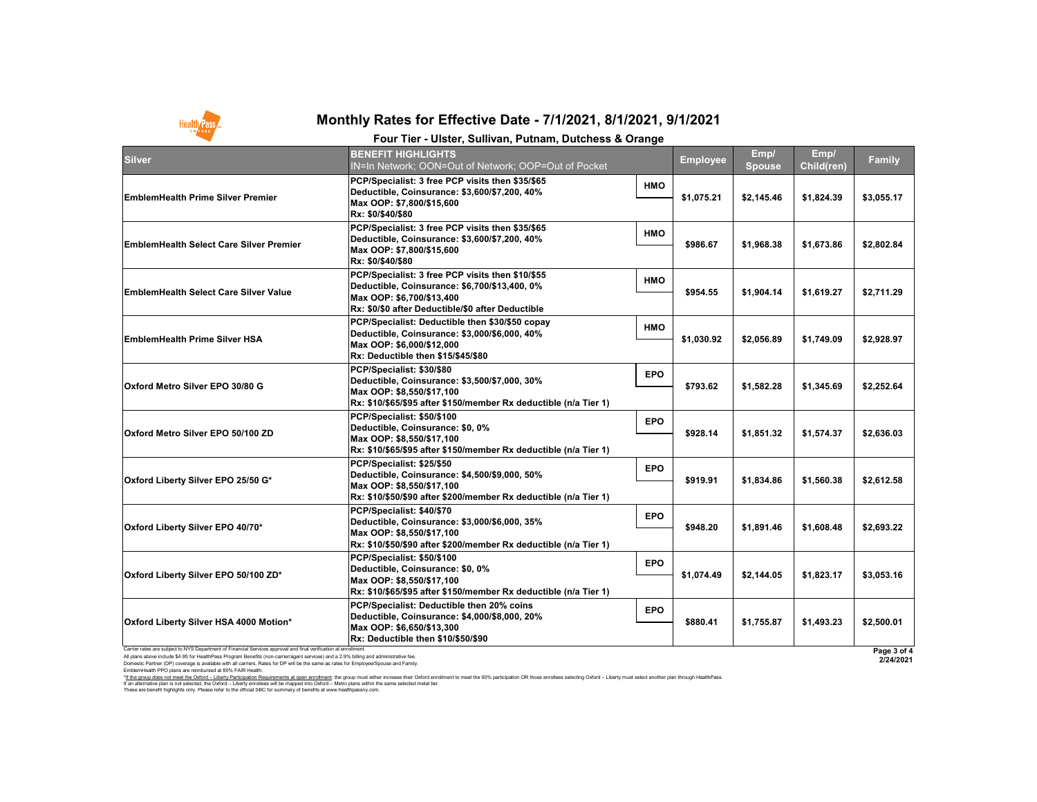# Monthly Rates for Effective Date - 7/1/2021, 8/1/2021, 9/1/2021

## Four Tier - Ulster, Sullivan, Putnam, Dutchess & Orange

| Silver | BENEFIT HIGHLIGHTS<br>IN=In Network; OON=Out of Network; OOP=Out of Pocket | | Employee | Emp/ Spouse | Emp/ Child(ren) | Family |
|---|---|---|---|---|---|---|
| EmblemHealth Prime Silver Premier | PCP/Specialist: 3 free PCP visits then $35/$65<br>Deductible, Coinsurance: $3,600/$7,200, 40%<br>Max OOP: $7,800/$15,600<br>Rx: $0/$40/$80 | HMO | $1,075.21 | $2,145.46 | $1,824.39 | $3,055.17 |
| EmblemHealth Select Care Silver Premier | PCP/Specialist: 3 free PCP visits then $35/$65<br>Deductible, Coinsurance: $3,600/$7,200, 40%<br>Max OOP: $7,800/$15,600<br>Rx: $0/$40/$80 | HMO | $986.67 | $1,968.38 | $1,673.86 | $2,802.84 |
| EmblemHealth Select Care Silver Value | PCP/Specialist: 3 free PCP visits then $10/$55<br>Deductible, Coinsurance: $6,700/$13,400, 0%<br>Max OOP: $6,700/$13,400<br>Rx: $0/$0 after Deductible/$0 after Deductible | HMO | $954.55 | $1,904.14 | $1,619.27 | $2,711.29 |
| EmblemHealth Prime Silver HSA | PCP/Specialist: Deductible then $30/$50 copay<br>Deductible, Coinsurance: $3,000/$6,000, 40%<br>Max OOP: $6,000/$12,000<br>Rx: Deductible then $15/$45/$80 | HMO | $1,030.92 | $2,056.89 | $1,749.09 | $2,928.97 |
| Oxford Metro Silver EPO 30/80 G | PCP/Specialist: $30/$80<br>Deductible, Coinsurance: $3,500/$7,000, 30%<br>Max OOP: $8,550/$17,100<br>Rx: $10/$65/$95 after $150/member Rx deductible (n/a Tier 1) | EPO | $793.62 | $1,582.28 | $1,345.69 | $2,252.64 |
| Oxford Metro Silver EPO 50/100 ZD | PCP/Specialist: $50/$100<br>Deductible, Coinsurance: $0, 0%<br>Max OOP: $8,550/$17,100<br>Rx: $10/$65/$95 after $150/member Rx deductible (n/a Tier 1) | EPO | $928.14 | $1,851.32 | $1,574.37 | $2,636.03 |
| Oxford Liberty Silver EPO 25/50 G* | PCP/Specialist: $25/$50<br>Deductible, Coinsurance: $4,500/$9,000, 50%<br>Max OOP: $8,550/$17,100<br>Rx: $10/$50/$90 after $200/member Rx deductible (n/a Tier 1) | EPO | $919.91 | $1,834.86 | $1,560.38 | $2,612.58 |
| Oxford Liberty Silver EPO 40/70* | PCP/Specialist: $40/$70<br>Deductible, Coinsurance: $3,000/$6,000, 35%<br>Max OOP: $8,550/$17,100<br>Rx: $10/$50/$90 after $200/member Rx deductible (n/a Tier 1) | EPO | $948.20 | $1,891.46 | $1,608.48 | $2,693.22 |
| Oxford Liberty Silver EPO 50/100 ZD* | PCP/Specialist: $50/$100<br>Deductible, Coinsurance: $0, 0%<br>Max OOP: $8,550/$17,100<br>Rx: $10/$65/$95 after $150/member Rx deductible (n/a Tier 1) | EPO | $1,074.49 | $2,144.05 | $1,823.17 | $3,053.16 |
| Oxford Liberty Silver HSA 4000 Motion* | PCP/Specialist: Deductible then 20% coins<br>Deductible, Coinsurance: $4,000/$8,000, 20%<br>Max OOP: $6,650/$13,300<br>Rx: Deductible then $10/$50/$90 | EPO | $880.41 | $1,755.87 | $1,493.23 | $2,500.01 |

Carrier rates are subject to NYS Department of Financial Services approval and final verification at enrollment.
All plans above include $4.95 for HealthPass Program Benefits (non-carrier/agent services) and a 2.9% billing and administrative fee.
Domestic Partner (DP) coverage is available with all carriers. Rates for DP will be the same as rates for Employee/Spouse and Family.
EmblemHealth PPO plans are reimbursed at 80% FAIR Health.
*If the group does not meet the Oxford – Liberty Participation Requirements at open enrollment: the group must either increase their Oxford enrollment to meet the 60% participation OR those enrollees selecting Oxford – Liberty must select another plan through HealthPass.
If an alternative plan is not selected, the Oxford – Liberty enrollees will be mapped into Oxford – Metro plans within the same selected metal tier.
These are benefit highlights only. Please refer to the official SBC for summary of benefits at www.healthpassny.com.

2/24/2021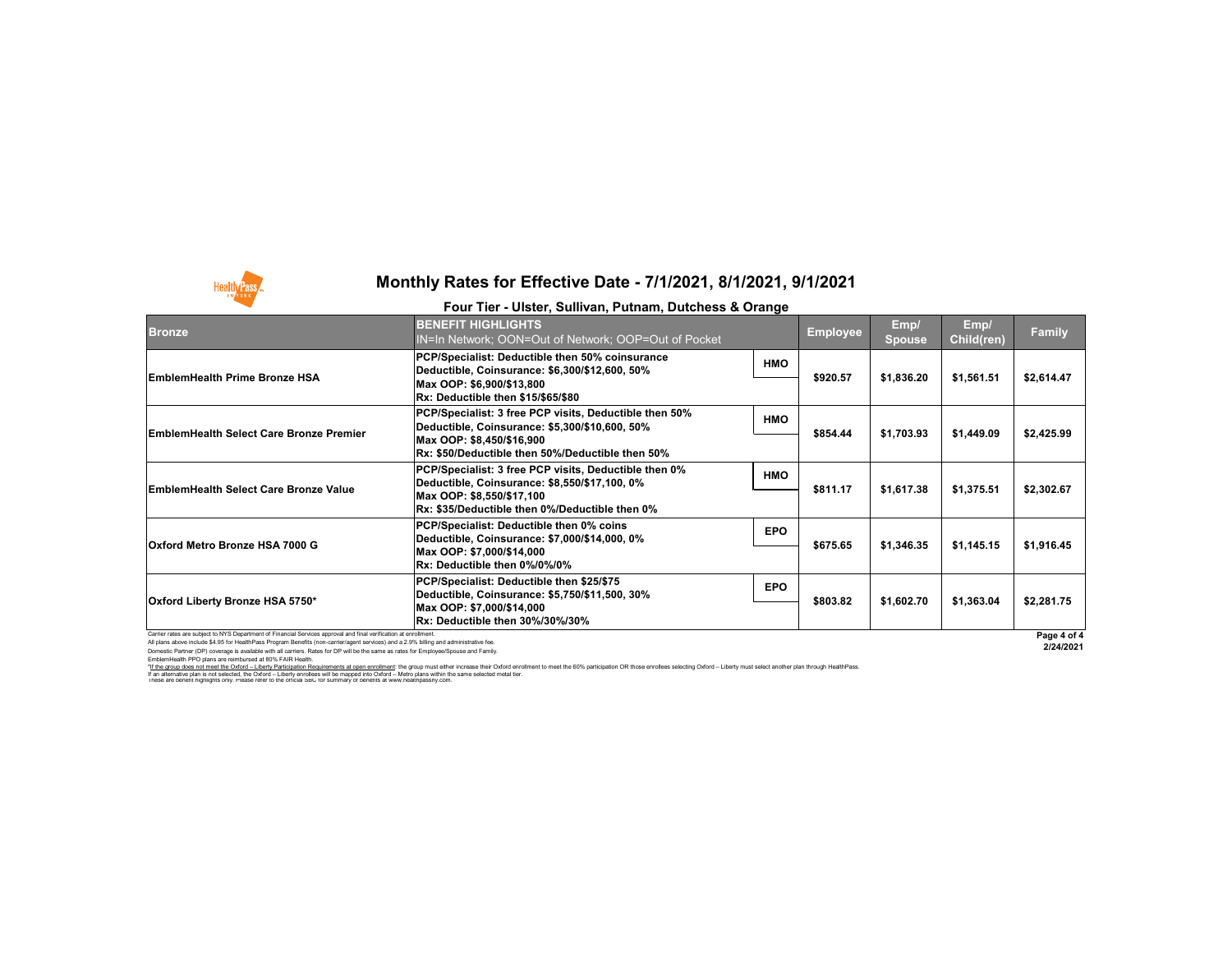# Monthly Rates for Effective Date - 7/1/2021, 8/1/2021, 9/1/2021

## Four Tier - Ulster, Sullivan, Putnam, Dutchess & Orange

| Bronze | BENEFIT HIGHLIGHTS<br>IN=In Network; OON=Out of Network; OOP=Out of Pocket | | Employee | Emp/ Spouse | Emp/ Child(ren) | Family |
|---|---|---|---|---|---|---|
| EmblemHealth Prime Bronze HSA | **PCP/Specialist: Deductible then 50% coinsurance**<br>**Deductible, Coinsurance: $6,300/$12,600, 50%**<br>**Max OOP: $6,900/$13,800**<br>**Rx: Deductible then $15/$65/$80** | HMO | $920.57 | $1,836.20 | $1,561.51 | $2,614.47 |
| EmblemHealth Select Care Bronze Premier | **PCP/Specialist: 3 free PCP visits, Deductible then 50%**<br>**Deductible, Coinsurance: $5,300/$10,600, 50%**<br>**Max OOP: $8,450/$16,900**<br>**Rx: $50/Deductible then 50%/Deductible then 50%** | HMO | $854.44 | $1,703.93 | $1,449.09 | $2,425.99 |
| EmblemHealth Select Care Bronze Value | **PCP/Specialist: 3 free PCP visits, Deductible then 0%**<br>**Deductible, Coinsurance: $8,550/$17,100, 0%**<br>**Max OOP: $8,550/$17,100**<br>**Rx: $35/Deductible then 0%/Deductible then 0%** | HMO | $811.17 | $1,617.38 | $1,375.51 | $2,302.67 |
| Oxford Metro Bronze HSA 7000 G | **PCP/Specialist: Deductible then 0% coins**<br>**Deductible, Coinsurance: $7,000/$14,000, 0%**<br>**Max OOP: $7,000/$14,000**<br>**Rx: Deductible then 0%/0%/0%** | EPO | $675.65 | $1,346.35 | $1,145.15 | $1,916.45 |
| Oxford Liberty Bronze HSA 5750* | **PCP/Specialist: Deductible then $25/$75**<br>**Deductible, Coinsurance: $5,750/$11,500, 30%**<br>**Max OOP: $7,000/$14,000**<br>**Rx: Deductible then 30%/30%/30%** | EPO | $803.82 | $1,602.70 | $1,363.04 | $2,281.75 |

Carrier rates are subject to NYS Department of Financial Services approval and final verification at enrollment.

All plans above include $4.95 for HealthPass Program Benefits (non-carrier/agent services) and a 2.9% billing and administrative fee.

Domestic Partner (DP) coverage is available with all carriers. Rates for DP will be the same as rates for Employee/Spouse and Family.

EmblemHealth PPO plans are reimbursed at 80% FAIR Health.

*If the group does not meet the Oxford – Liberty Participation Requirements at open enrollment: the group must either increase their Oxford enrollment to meet the 60% participation OR those enrollees selecting Oxford – Liberty must select another plan through HealthPass.

If an alternative plan is not selected, the Oxford – Liberty enrollees will be mapped into Oxford – Metro plans within the same selected metal tier.

These are benefit highlights only. Please refer to the official SBC for summary of benefits at www.healthpassny.com.

2/24/2021